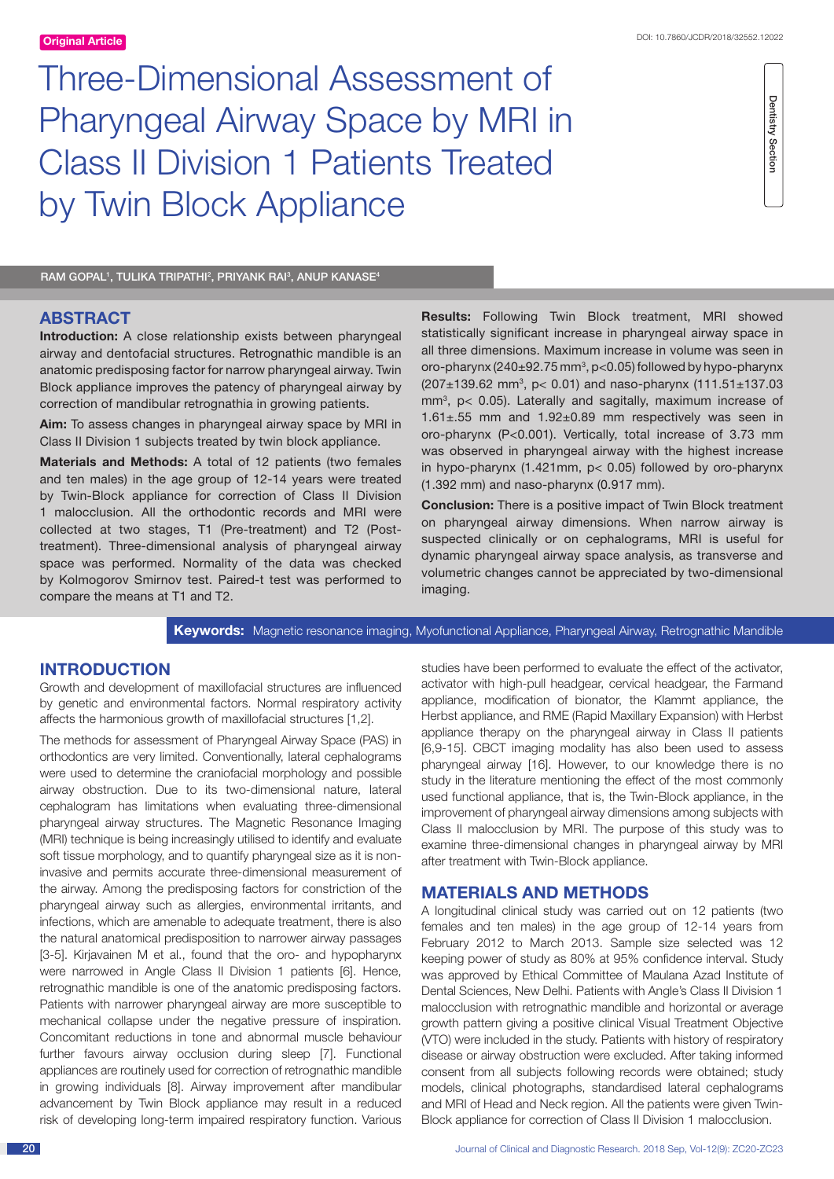Original Article

DOI: 10.7860/JCDR/2018/32552.12022

Dentistry Section

# Three-Dimensional Assessment of Pharyngeal Airway Space by MRI in Class II Division 1 Patients Treated by Twin Block Appliance

RAM GOPAL[1], TULIKA TRIPATHI[2], PRIYANK RAI[3], ANUP KANASE[4]

## ABSTRACT

**Introduction:** A close relationship exists between pharyngeal airway and dentofacial structures. Retrognathic mandible is an anatomic predisposing factor for narrow pharyngeal airway. Twin Block appliance improves the patency of pharyngeal airway by correction of mandibular retrognathia in growing patients.

**Aim:** To assess changes in pharyngeal airway space by MRI in Class II Division 1 subjects treated by twin block appliance.

**Materials and Methods:** A total of 12 patients (two females and ten males) in the age group of 12-14 years were treated by Twin-Block appliance for correction of Class II Division 1 malocclusion. All the orthodontic records and MRI were collected at two stages, T1 (Pre-treatment) and T2 (Post-treatment). Three-dimensional analysis of pharyngeal airway space was performed. Normality of the data was checked by Kolmogorov Smirnov test. Paired-t test was performed to compare the means at T1 and T2.

**Results:** Following Twin Block treatment, MRI showed statistically significant increase in pharyngeal airway space in all three dimensions. Maximum increase in volume was seen in oro-pharynx (240±92.75 $mm^3$, $p<0.05$) followed by hypo-pharynx (207±139.62 $mm^3$, $p< 0.01$) and naso-pharynx (111.51±137.03 $mm^3$, $p< 0.05$). Laterally and sagitally, maximum increase of 1.61±.55 mm and 1.92±0.89 mm respectively was seen in oro-pharynx ($P<0.001$). Vertically, total increase of 3.73 mm was observed in pharyngeal airway with the highest increase in hypo-pharynx (1.421mm, $p< 0.05$) followed by oro-pharynx (1.392 mm) and naso-pharynx (0.917 mm).

**Conclusion:** There is a positive impact of Twin Block treatment on pharyngeal airway dimensions. When narrow airway is suspected clinically or on cephalograms, MRI is useful for dynamic pharyngeal airway space analysis, as transverse and volumetric changes cannot be appreciated by two-dimensional imaging.

**Keywords:** Magnetic resonance imaging, Myofunctional Appliance, Pharyngeal Airway, Retrognathic Mandible

## INTRODUCTION

Growth and development of maxillofacial structures are influenced by genetic and environmental factors. Normal respiratory activity affects the harmonious growth of maxillofacial structures [1,2].

The methods for assessment of Pharyngeal Airway Space (PAS) in orthodontics are very limited. Conventionally, lateral cephalograms were used to determine the craniofacial morphology and possible airway obstruction. Due to its two-dimensional nature, lateral cephalogram has limitations when evaluating three-dimensional pharyngeal airway structures. The Magnetic Resonance Imaging (MRI) technique is being increasingly utilised to identify and evaluate soft tissue morphology, and to quantify pharyngeal size as it is non-invasive and permits accurate three-dimensional measurement of the airway. Among the predisposing factors for constriction of the pharyngeal airway such as allergies, environmental irritants, and infections, which are amenable to adequate treatment, there is also the natural anatomical predisposition to narrower airway passages [3-5]. Kirjavainen M et al., found that the oro- and hypopharynx were narrowed in Angle Class II Division 1 patients [6]. Hence, retrognathic mandible is one of the anatomic predisposing factors. Patients with narrower pharyngeal airway are more susceptible to mechanical collapse under the negative pressure of inspiration. Concomitant reductions in tone and abnormal muscle behaviour further favours airway occlusion during sleep [7]. Functional appliances are routinely used for correction of retrognathic mandible in growing individuals [8]. Airway improvement after mandibular advancement by Twin Block appliance may result in a reduced risk of developing long-term impaired respiratory function. Various studies have been performed to evaluate the effect of the activator, activator with high-pull headgear, cervical headgear, the Farmand appliance, modification of bionator, the Klammt appliance, the Herbst appliance, and RME (Rapid Maxillary Expansion) with Herbst appliance therapy on the pharyngeal airway in Class II patients [6,9-15]. CBCT imaging modality has also been used to assess pharyngeal airway [16]. However, to our knowledge there is no study in the literature mentioning the effect of the most commonly used functional appliance, that is, the Twin-Block appliance, in the improvement of pharyngeal airway dimensions among subjects with Class II malocclusion by MRI. The purpose of this study was to examine three-dimensional changes in pharyngeal airway by MRI after treatment with Twin-Block appliance.

## MATERIALS AND METHODS

A longitudinal clinical study was carried out on 12 patients (two females and ten males) in the age group of 12-14 years from February 2012 to March 2013. Sample size selected was 12 keeping power of study as 80% at 95% confidence interval. Study was approved by Ethical Committee of Maulana Azad Institute of Dental Sciences, New Delhi. Patients with Angle's Class II Division 1 malocclusion with retrognathic mandible and horizontal or average growth pattern giving a positive clinical Visual Treatment Objective (VTO) were included in the study. Patients with history of respiratory disease or airway obstruction were excluded. After taking informed consent from all subjects following records were obtained; study models, clinical photographs, standardised lateral cephalograms and MRI of Head and Neck region. All the patients were given Twin-Block appliance for correction of Class II Division 1 malocclusion.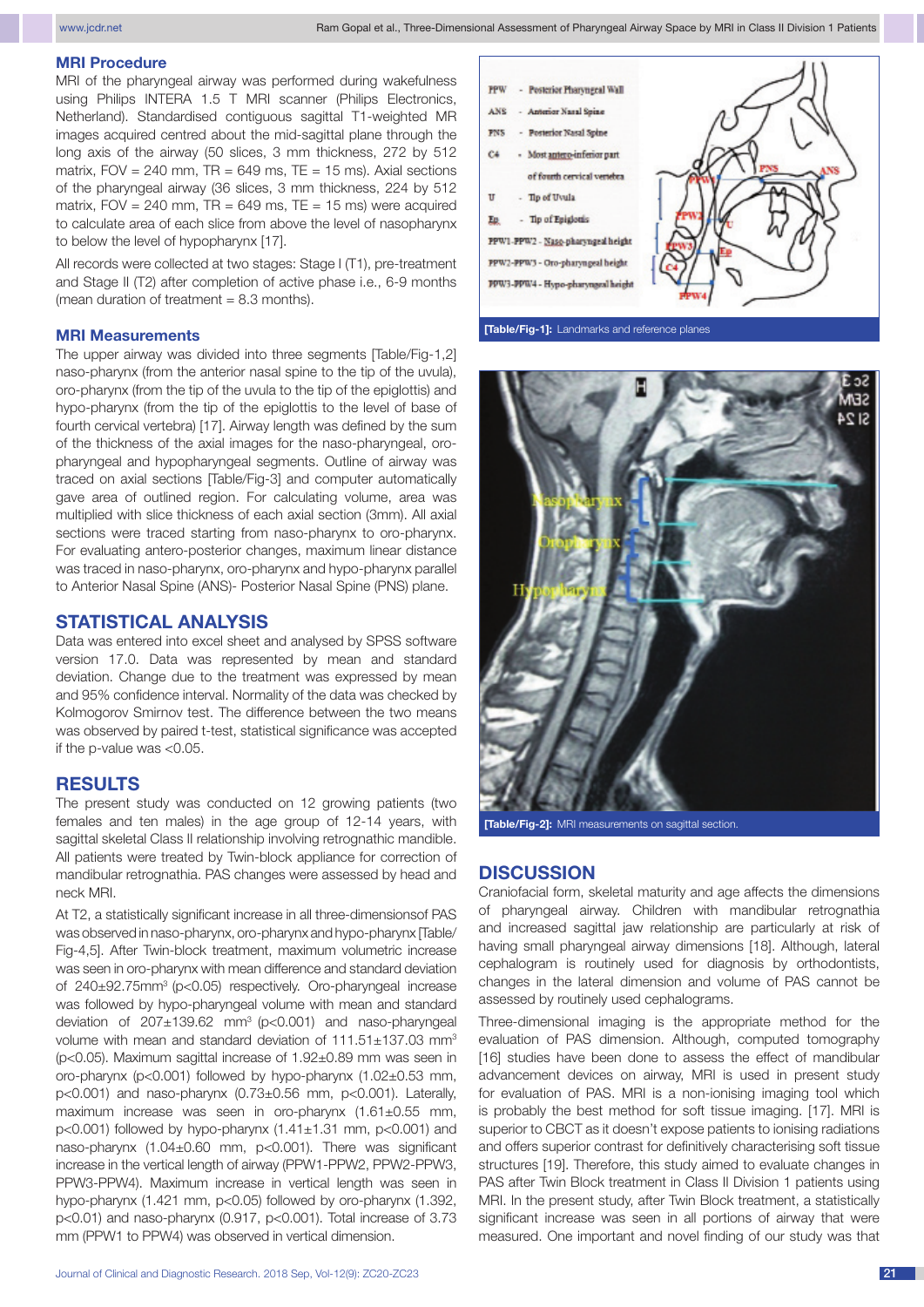### MRI Procedure

MRI of the pharyngeal airway was performed during wakefulness using Philips INTERA 1.5 T MRI scanner (Philips Electronics, Netherland). Standardised contiguous sagittal T1-weighted MR images acquired centred about the mid-sagittal plane through the long axis of the airway (50 slices, 3 mm thickness, 272 by 512 matrix, FOV = 240 mm, TR = 649 ms, TE = 15 ms). Axial sections of the pharyngeal airway (36 slices, 3 mm thickness, 224 by 512 matrix, FOV = 240 mm, TR = 649 ms, TE = 15 ms) were acquired to calculate area of each slice from above the level of nasopharynx to below the level of hypopharynx [17].

All records were collected at two stages: Stage I (T1), pre-treatment and Stage II (T2) after completion of active phase i.e., 6-9 months (mean duration of treatment = 8.3 months).

### MRI Measurements

The upper airway was divided into three segments [Table/Fig-1,2] naso-pharynx (from the anterior nasal spine to the tip of the uvula), oro-pharynx (from the tip of the uvula to the tip of the epiglottis) and hypo-pharynx (from the tip of the epiglottis to the level of base of fourth cervical vertebra) [17]. Airway length was defined by the sum of the thickness of the axial images for the naso-pharyngeal, oro-pharyngeal and hypopharyngeal segments. Outline of airway was traced on axial sections [Table/Fig-3] and computer automatically gave area of outlined region. For calculating volume, area was multiplied with slice thickness of each axial section (3mm). All axial sections were traced starting from naso-pharynx to oro-pharynx. For evaluating antero-posterior changes, maximum linear distance was traced in naso-pharynx, oro-pharynx and hypo-pharynx parallel to Anterior Nasal Spine (ANS)- Posterior Nasal Spine (PNS) plane.

[Table/Fig-1]: Landmarks and reference planes

[Table/Fig-2]: MRI measurements on sagittal section.

## STATISTICAL ANALYSIS

Data was entered into excel sheet and analysed by SPSS software version 17.0. Data was represented by mean and standard deviation. Change due to the treatment was expressed by mean and 95% confidence interval. Normality of the data was checked by Kolmogorov Smirnov test. The difference between the two means was observed by paired t-test, statistical significance was accepted if the p-value was <0.05.

## RESULTS

The present study was conducted on 12 growing patients (two females and ten males) in the age group of 12-14 years, with sagittal skeletal Class II relationship involving retrognathic mandible. All patients were treated by Twin-block appliance for correction of mandibular retrognathia. PAS changes were assessed by head and neck MRI.

At T2, a statistically significant increase in all three-dimensionsof PAS was observed in naso-pharynx, oro-pharynx and hypo-pharynx [Table/Fig-4,5]. After Twin-block treatment, maximum volumetric increase was seen in oro-pharynx with mean difference and standard deviation of 240±92.75mm$^3$ (p<0.05) respectively. Oro-pharyngeal increase was followed by hypo-pharyngeal volume with mean and standard deviation of 207±139.62 mm$^3$ (p<0.001) and naso-pharyngeal volume with mean and standard deviation of 111.51±137.03 mm$^3$ (p<0.05). Maximum sagittal increase of 1.92±0.89 mm was seen in oro-pharynx (p<0.001) followed by hypo-pharynx (1.02±0.53 mm, p<0.001) and naso-pharynx (0.73±0.56 mm, p<0.001). Laterally, maximum increase was seen in oro-pharynx (1.61±0.55 mm, p<0.001) followed by hypo-pharynx (1.41±1.31 mm, p<0.05) and naso-pharynx (1.04±0.60 mm, p<0.001). There was significant increase in the vertical length of airway (PPW1-PPW2, PPW2-PPW3, PPW3-PPW4). Maximum increase in vertical length was seen in hypo-pharynx (1.421 mm, p<0.05) followed by oro-pharynx (1.392, p<0.01) and naso-pharynx (0.917, p<0.001). Total increase of 3.73 mm (PPW1 to PPW4) was observed in vertical dimension.

## DISCUSSION

Craniofacial form, skeletal maturity and age affects the dimensions of pharyngeal airway. Children with mandibular retrognathia and increased sagittal jaw relationship are particularly at risk of having small pharyngeal airway dimensions [18]. Although, lateral cephalogram is routinely used for diagnosis by orthodontists, changes in the lateral dimension and volume of PAS cannot be assessed by routinely used cephalograms.

Three-dimensional imaging is the appropriate method for the evaluation of PAS dimension. Although, computed tomography [16] studies have been done to assess the effect of mandibular advancement devices on airway, MRI is used in present study for evaluation of PAS. MRI is a non-ionising imaging tool which is probably the best method for soft tissue imaging. [17]. MRI is superior to CBCT as it doesn't expose patients to ionising radiations and offers superior contrast for definitively characterising soft tissue structures [19]. Therefore, this study aimed to evaluate changes in PAS after Twin Block treatment in Class II Division 1 patients using MRI. In the present study, after Twin Block treatment, a statistically significant increase was seen in all portions of airway that were measured. One important and novel finding of our study was that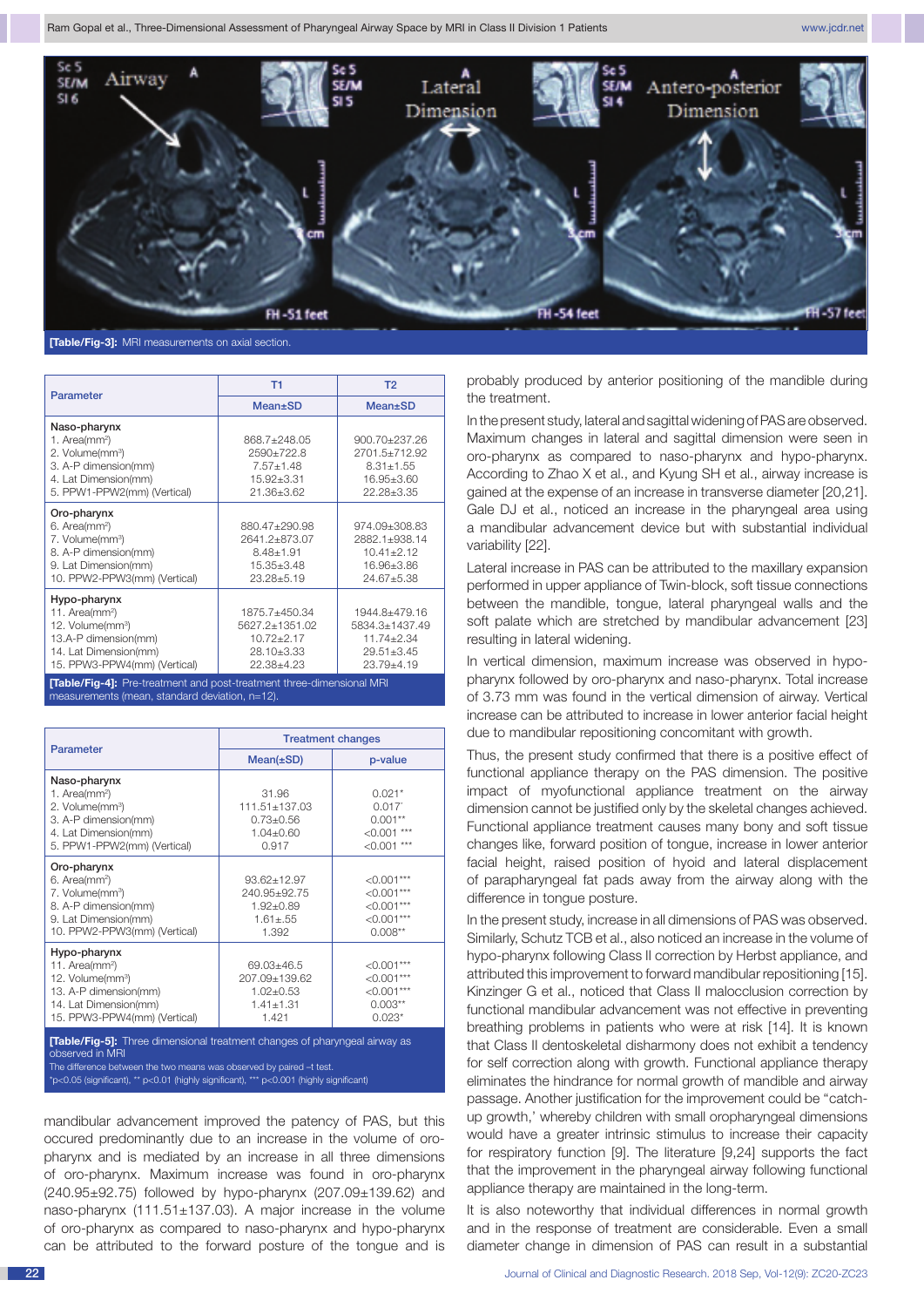[Table/Fig-3]: MRI measurements on axial section.

| Parameter | T1 | T2 |
|---|---|---|
| | Mean±SD | Mean±SD |
| **Naso-pharynx** | | |
| 1. Area(mm²) | 868.7±248.05 | 900.70±237.26 |
| 2. Volume(mm³) | 2590±722.8 | 2701.5±712.92 |
| 3. A-P dimension(mm) | 7.57±1.48 | 8.31±1.55 |
| 4. Lat Dimension(mm) | 15.92±3.31 | 16.95±3.60 |
| 5. PPW1-PPW2(mm) (Vertical) | 21.36±3.62 | 22.28±3.35 |
| **Oro-pharynx** | | |
| 6. Area(mm²) | 880.47±290.98 | 974.09±308.83 |
| 7. Volume(mm³) | 2641.2±873.07 | 2882.1±938.14 |
| 8. A-P dimension(mm) | 8.48±1.91 | 10.41±2.12 |
| 9. Lat Dimension(mm) | 15.35±3.48 | 16.96±3.86 |
| 10. PPW2-PPW3(mm) (Vertical) | 23.28±5.19 | 24.67±5.38 |
| **Hypo-pharynx** | | |
| 11. Area(mm²) | 1875.7±450.34 | 1944.8±479.16 |
| 12. Volume(mm³) | 5627.2±1351.02 | 5834.3±1437.49 |
| 13.A-P dimension(mm) | 10.72±2.17 | 11.74±2.34 |
| 14. Lat Dimension(mm) | 28.10±3.33 | 29.51±3.45 |
| 15. PPW3-PPW4(mm) (Vertical) | 22.38±4.23 | 23.79±4.19 |

[Table/Fig-4]: Pre-treatment and post-treatment three-dimensional MRI measurements (mean, standard deviation, n=12).

| Parameter | Treatment changes | |
|---|---|---|
| | Mean(±SD) | p-value |
| **Naso-pharynx** | | |
| 1. Area(mm²) | 31.96 | 0.021* |
| 2. Volume(mm³) | 111.51±137.03 | 0.017* |
| 3. A-P dimension(mm) | 0.73±0.56 | 0.001** |
| 4. Lat Dimension(mm) | 1.04±0.60 | <0.001 *** |
| 5. PPW1-PPW2(mm) (Vertical) | 0.917 | <0.001 *** |
| **Oro-pharynx** | | |
| 6. Area(mm²) | 93.62±12.97 | <0.001*** |
| 7. Volume(mm³) | 240.95±92.75 | <0.001*** |
| 8. A-P dimension(mm) | 1.92±0.89 | <0.001*** |
| 9. Lat Dimension(mm) | 1.61±.55 | <0.001*** |
| 10. PPW2-PPW3(mm) (Vertical) | 1.392 | 0.008** |
| **Hypo-pharynx** | | |
| 11. Area(mm²) | 69.03±46.5 | <0.001*** |
| 12. Volume(mm³) | 207.09±139.62 | <0.001*** |
| 13. A-P dimension(mm) | 1.02±0.53 | <0.001*** |
| 14. Lat Dimension(mm) | 1.41±1.31 | 0.003** |
| 15. PPW3-PPW4(mm) (Vertical) | 1.421 | 0.023* |

[Table/Fig-5]: Three dimensional treatment changes of pharyngeal airway as observed in MRI
The difference between the two means was observed by paired –t test.
*p<0.05 (significant), ** p<0.01 (highly significant), *** p<0.001 (highly significant)

mandibular advancement improved the patency of PAS, but this occured predominantly due to an increase in the volume of oro-pharynx and is mediated by an increase in all three dimensions of oro-pharynx. Maximum increase was found in oro-pharynx (240.95±92.75) followed by hypo-pharynx (207.09±139.62) and naso-pharynx (111.51±137.03). A major increase in the volume of oro-pharynx as compared to naso-pharynx and hypo-pharynx can be attributed to the forward posture of the tongue and is probably produced by anterior positioning of the mandible during the treatment.

In the present study, lateral and sagittal widening of PAS are observed. Maximum changes in lateral and sagittal dimension were seen in oro-pharynx as compared to naso-pharynx and hypo-pharynx. According to Zhao X et al., and Kyung SH et al., airway increase is gained at the expense of an increase in transverse diameter [20,21]. Gale DJ et al., noticed an increase in the pharyngeal area using a mandibular advancement device but with substantial individual variability [22].

Lateral increase in PAS can be attributed to the maxillary expansion performed in upper appliance of Twin-block, soft tissue connections between the mandible, tongue, lateral pharyngeal walls and the soft palate which are stretched by mandibular advancement [23] resulting in lateral widening.

In vertical dimension, maximum increase was observed in hypo-pharynx followed by oro-pharynx and naso-pharynx. Total increase of 3.73 mm was found in the vertical dimension of airway. Vertical increase can be attributed to increase in lower anterior facial height due to mandibular repositioning concomitant with growth.

Thus, the present study confirmed that there is a positive effect of functional appliance therapy on the PAS dimension. The positive impact of myofunctional appliance treatment on the airway dimension cannot be justified only by the skeletal changes achieved. Functional appliance treatment causes many bony and soft tissue changes like, forward position of tongue, increase in lower anterior facial height, raised position of hyoid and lateral displacement of parapharyngeal fat pads away from the airway along with the difference in tongue posture.

In the present study, increase in all dimensions of PAS was observed. Similarly, Schutz TCB et al., also noticed an increase in the volume of hypo-pharynx following Class II correction by Herbst appliance, and attributed this improvement to forward mandibular repositioning [15]. Kinzinger G et al., noticed that Class II malocclusion correction by functional mandibular advancement was not effective in preventing breathing problems in patients who were at risk [14]. It is known that Class II dentoskeletal disharmony does not exhibit a tendency for self correction along with growth. Functional appliance therapy eliminates the hindrance for normal growth of mandible and airway passage. Another justification for the improvement could be "catch-up growth,' whereby children with small oropharyngeal dimensions would have a greater intrinsic stimulus to increase their capacity for respiratory function [9]. The literature [9,24] supports the fact that the improvement in the pharyngeal airway following functional appliance therapy are maintained in the long-term.

It is also noteworthy that individual differences in normal growth and in the response of treatment are considerable. Even a small diameter change in dimension of PAS can result in a substantial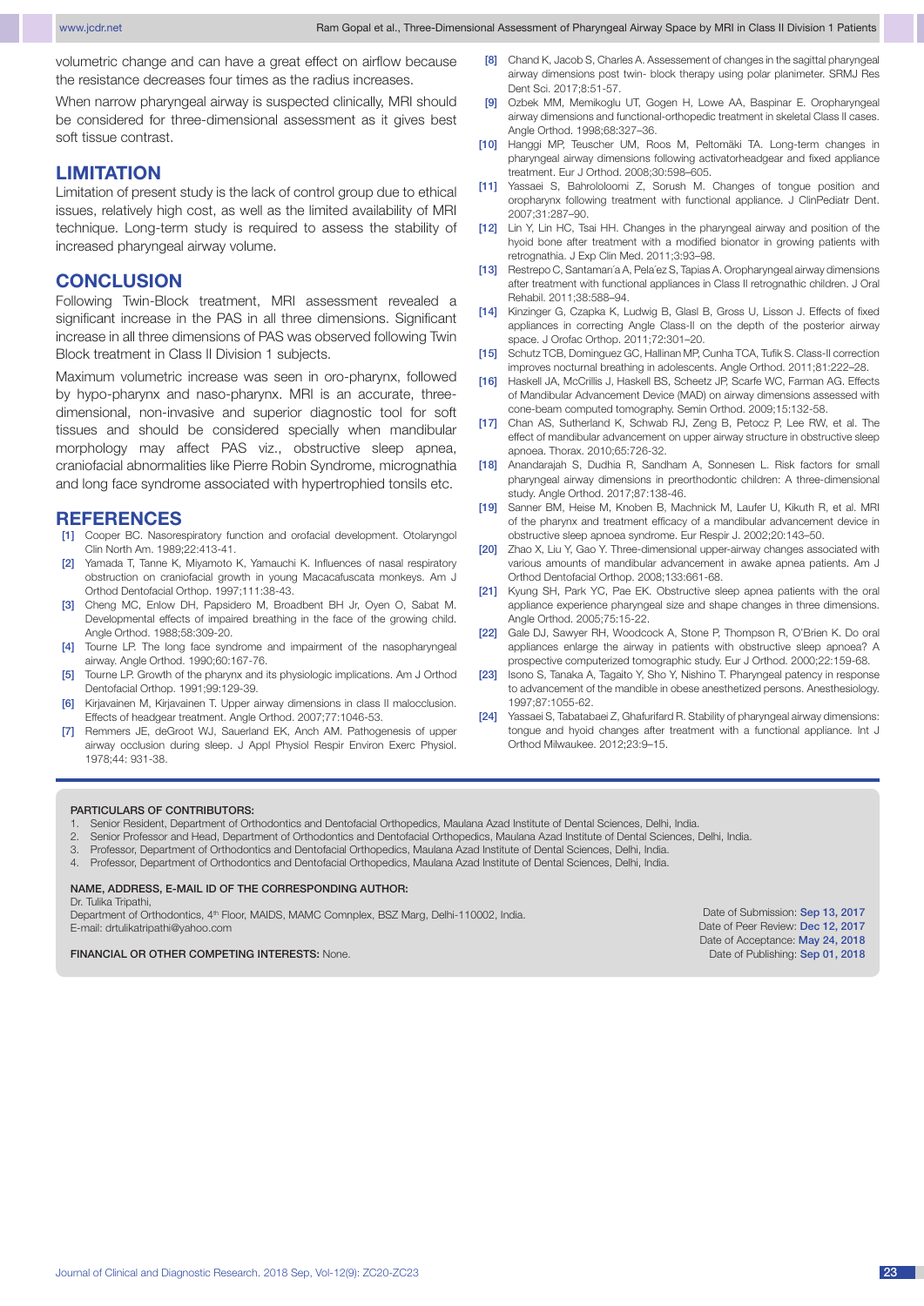volumetric change and can have a great effect on airflow because the resistance decreases four times as the radius increases.

When narrow pharyngeal airway is suspected clinically, MRI should be considered for three-dimensional assessment as it gives best soft tissue contrast.

## LIMITATION

Limitation of present study is the lack of control group due to ethical issues, relatively high cost, as well as the limited availability of MRI technique. Long-term study is required to assess the stability of increased pharyngeal airway volume.

## CONCLUSION

Following Twin-Block treatment, MRI assessment revealed a significant increase in the PAS in all three dimensions. Significant increase in all three dimensions of PAS was observed following Twin Block treatment in Class II Division 1 subjects.

Maximum volumetric increase was seen in oro-pharynx, followed by hypo-pharynx and naso-pharynx. MRI is an accurate, three-dimensional, non-invasive and superior diagnostic tool for soft tissues and should be considered specially when mandibular morphology may affect PAS viz., obstructive sleep apnea, craniofacial abnormalities like Pierre Robin Syndrome, micrognathia and long face syndrome associated with hypertrophied tonsils etc.

## REFERENCES

[1] Cooper BC. Nasorespiratory function and orofacial development. Otolaryngol Clin North Am. 1989;22:413-41.

[2] Yamada T, Tanne K, Miyamoto K, Yamauchi K. Influences of nasal respiratory obstruction on craniofacial growth in young Macacafuscata monkeys. Am J Orthod Dentofacial Orthop. 1997;111:38-43.

[3] Cheng MC, Enlow DH, Papsidero M, Broadbent BH Jr, Oyen O, Sabat M. Developmental effects of impaired breathing in the face of the growing child. Angle Orthod. 1988;58:309-20.

[4] Tourne LP. The long face syndrome and impairment of the nasopharyngeal airway. Angle Orthod. 1990;60:167-76.

[5] Tourne LP. Growth of the pharynx and its physiologic implications. Am J Orthod Dentofacial Orthop. 1991;99:129-39.

[6] Kirjavainen M, Kirjavainen T. Upper airway dimensions in class II malocclusion. Effects of headgear treatment. Angle Orthod. 2007;77:1046-53.

[7] Remmers JE, deGroot WJ, Sauerland EK, Anch AM. Pathogenesis of upper airway occlusion during sleep. J Appl Physiol Respir Environ Exerc Physiol. 1978;44: 931-38.

[8] Chand K, Jacob S, Charles A. Assessement of changes in the sagittal pharyngeal airway dimensions post twin- block therapy using polar planimeter. SRMJ Res Dent Sci. 2017;8:51-57.

[9] Ozbek MM, Memikoglu UT, Gogen H, Lowe AA, Baspinar E. Oropharyngeal airway dimensions and functional-orthopedic treatment in skeletal Class II cases. Angle Orthod. 1998;68:327–36.

[10] Hanggi MP, Teuscher UM, Roos M, Peltomäki TA. Long-term changes in pharyngeal airway dimensions following activatorheadgear and fixed appliance treatment. Eur J Orthod. 2008;30:598–605.

[11] Yassaei S, Bahrololoomi Z, Sorush M. Changes of tongue position and oropharynx following treatment with functional appliance. J ClinPediatr Dent. 2007;31:287–90.

[12] Lin Y, Lin HC, Tsai HH. Changes in the pharyngeal airway and position of the hyoid bone after treatment with a modified bionator in growing patients with retrognathia. J Exp Clin Med. 2011;3:93–98.

[13] Restrepo C, Santamari´a A, Pela´ez S, Tapias A. Oropharyngeal airway dimensions after treatment with functional appliances in Class II retrognathic children. J Oral Rehabil. 2011;38:588–94.

[14] Kinzinger G, Czapka K, Ludwig B, Glasl B, Gross U, Lisson J. Effects of fixed appliances in correcting Angle Class-II on the depth of the posterior airway space. J Orofac Orthop. 2011;72:301–20.

[15] Schutz TCB, Dominguez GC, Hallinan MP, Cunha TCA, Tufik S. Class-II correction improves nocturnal breathing in adolescents. Angle Orthod. 2011;81:222–28.

[16] Haskell JA, McCrillis J, Haskell BS, Scheetz JP, Scarfe WC, Farman AG. Effects of Mandibular Advancement Device (MAD) on airway dimensions assessed with cone-beam computed tomography. Semin Orthod. 2009;15:132-58.

[17] Chan AS, Sutherland K, Schwab RJ, Zeng B, Petocz P, Lee RW, et al. The effect of mandibular advancement on upper airway structure in obstructive sleep apnoea. Thorax. 2010;65:726-32.

[18] Anandarajah S, Dudhia R, Sandham A, Sonnesen L. Risk factors for small pharyngeal airway dimensions in preorthodontic children: A three-dimensional study. Angle Orthod. 2017;87:138-46.

[19] Sanner BM, Heise M, Knoben B, Machnick M, Laufer U, Kikuth R, et al. MRI of the pharynx and treatment efficacy of a mandibular advancement device in obstructive sleep apnoea syndrome. Eur Respir J. 2002;20:143–50.

[20] Zhao X, Liu Y, Gao Y. Three-dimensional upper-airway changes associated with various amounts of mandibular advancement in awake apnea patients. Am J Orthod Dentofacial Orthop. 2008;133:661-68.

[21] Kyung SH, Park YC, Pae EK. Obstructive sleep apnea patients with the oral appliance experience pharyngeal size and shape changes in three dimensions. Angle Orthod. 2005;75:15-22.

[22] Gale DJ, Sawyer RH, Woodcock A, Stone P, Thompson R, O'Brien K. Do oral appliances enlarge the airway in patients with obstructive sleep apnoea? A prospective computerized tomographic study. Eur J Orthod. 2000;22:159-68.

[23] Isono S, Tanaka A, Tagaito Y, Sho Y, Nishino T. Pharyngeal patency in response to advancement of the mandible in obese anesthetized persons. Anesthesiology. 1997;87:1055-62.

[24] Yassaei S, Tabatabaei Z, Ghafurifard R. Stability of pharyngeal airway dimensions: tongue and hyoid changes after treatment with a functional appliance. Int J Orthod Milwaukee. 2012;23:9–15.

**PARTICULARS OF CONTRIBUTORS:**

1. Senior Resident, Department of Orthodontics and Dentofacial Orthopedics, Maulana Azad Institute of Dental Sciences, Delhi, India.
2. Senior Professor and Head, Department of Orthodontics and Dentofacial Orthopedics, Maulana Azad Institute of Dental Sciences, Delhi, India.
3. Professor, Department of Orthodontics and Dentofacial Orthopedics, Maulana Azad Institute of Dental Sciences, Delhi, India.
4. Professor, Department of Orthodontics and Dentofacial Orthopedics, Maulana Azad Institute of Dental Sciences, Delhi, India.

**NAME, ADDRESS, E-MAIL ID OF THE CORRESPONDING AUTHOR:**

Dr. Tulika Tripathi,
Department of Orthodontics, 4th Floor, MAIDS, MAMC Comnplex, BSZ Marg, Delhi-110002, India.
E-mail: drtulikatripathi@yahoo.com

**FINANCIAL OR OTHER COMPETING INTERESTS:** None.

Date of Submission: Sep 13, 2017
Date of Peer Review: Dec 12, 2017
Date of Acceptance: May 24, 2018
Date of Publishing: Sep 01, 2018